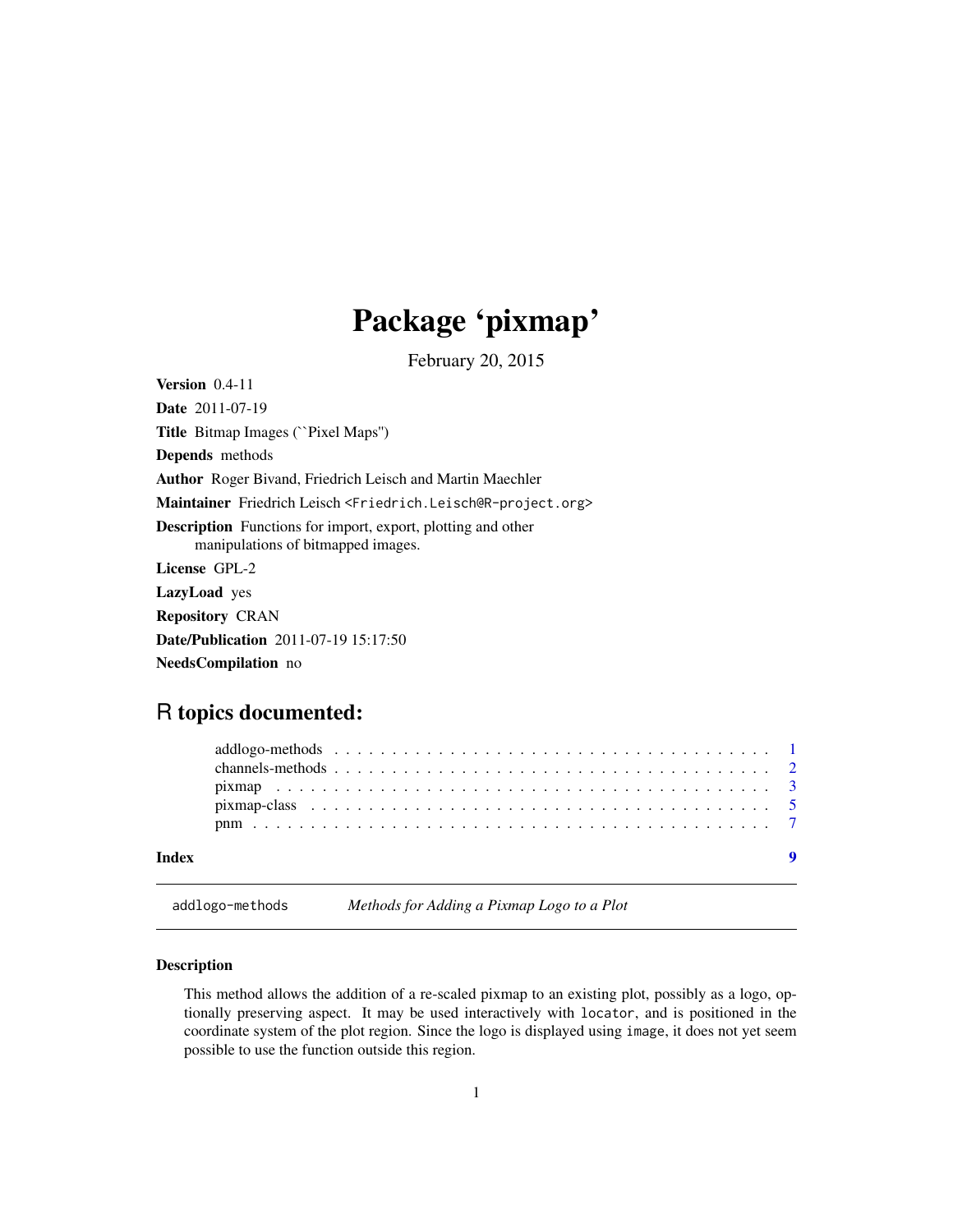# Package 'pixmap'

February 20, 2015

**Version** 0.4-11

**Date** 2011-07-19

**Title** Bitmap Images (``Pixel Maps'')

**Depends** methods

**Author** Roger Bivand, Friedrich Leisch and Martin Maechler

**Maintainer** Friedrich Leisch <Friedrich.Leisch@R-project.org>

**Description** Functions for import, export, plotting and other manipulations of bitmapped images.

**License** GPL-2

**LazyLoad** yes

**Repository** CRAN

**Date/Publication** 2011-07-19 15:17:50

**NeedsCompilation** no

## R topics documented:

| | |
|---|---|
| addlogo-methods | 1 |
| channels-methods | 2 |
| pixmap | 3 |
| pixmap-class | 5 |
| pnm | 7 |
| **Index** | **9** |

---

`addlogo-methods` *Methods for Adding a Pixmap Logo to a Plot*

---

### Description

This method allows the addition of a re-scaled pixmap to an existing plot, possibly as a logo, optionally preserving aspect. It may be used interactively with `locator`, and is positioned in the coordinate system of the plot region. Since the logo is displayed using `image`, it does not yet seem possible to use the function outside this region.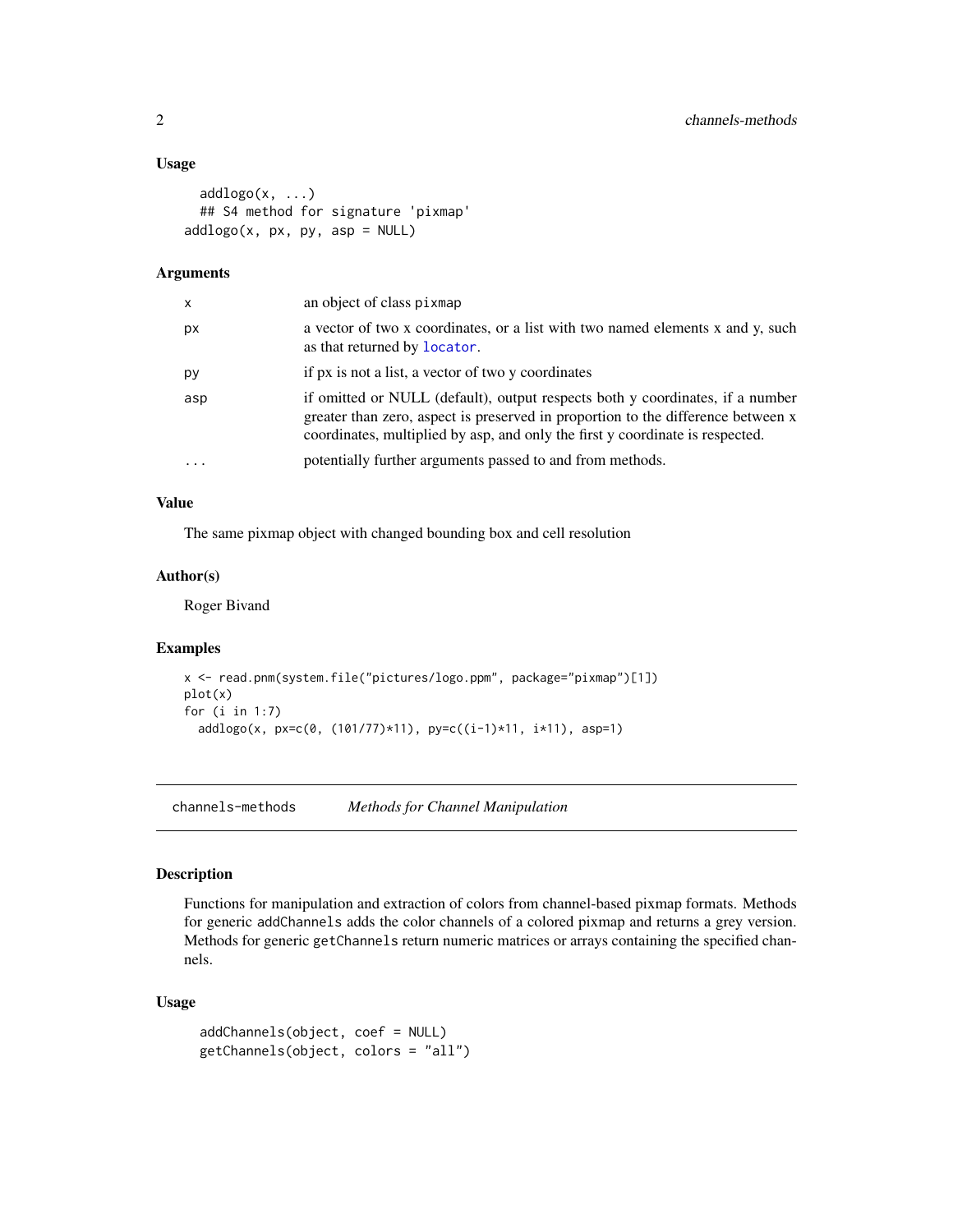### Usage

```
addlogo(x, ...)
## S4 method for signature 'pixmap'
addlogo(x, px, py, asp = NULL)
```

### Arguments

| | |
|---|---|
| x | an object of class pixmap |
| px | a vector of two x coordinates, or a list with two named elements x and y, such as that returned by locator. |
| py | if px is not a list, a vector of two y coordinates |
| asp | if omitted or NULL (default), output respects both y coordinates, if a number greater than zero, aspect is preserved in proportion to the difference between x coordinates, multiplied by asp, and only the first y coordinate is respected. |
| ... | potentially further arguments passed to and from methods. |

### Value

The same pixmap object with changed bounding box and cell resolution

### Author(s)

Roger Bivand

### Examples

```
x <- read.pnm(system.file("pictures/logo.ppm", package="pixmap")[1])
plot(x)
for (i in 1:7)
  addlogo(x, px=c(0, (101/77)*11), py=c((i-1)*11, i*11), asp=1)
```

---

## channels-methods *Methods for Channel Manipulation*

---

### Description

Functions for manipulation and extraction of colors from channel-based pixmap formats. Methods for generic addChannels adds the color channels of a colored pixmap and returns a grey version. Methods for generic getChannels return numeric matrices or arrays containing the specified channels.

### Usage

```
addChannels(object, coef = NULL)
getChannels(object, colors = "all")
```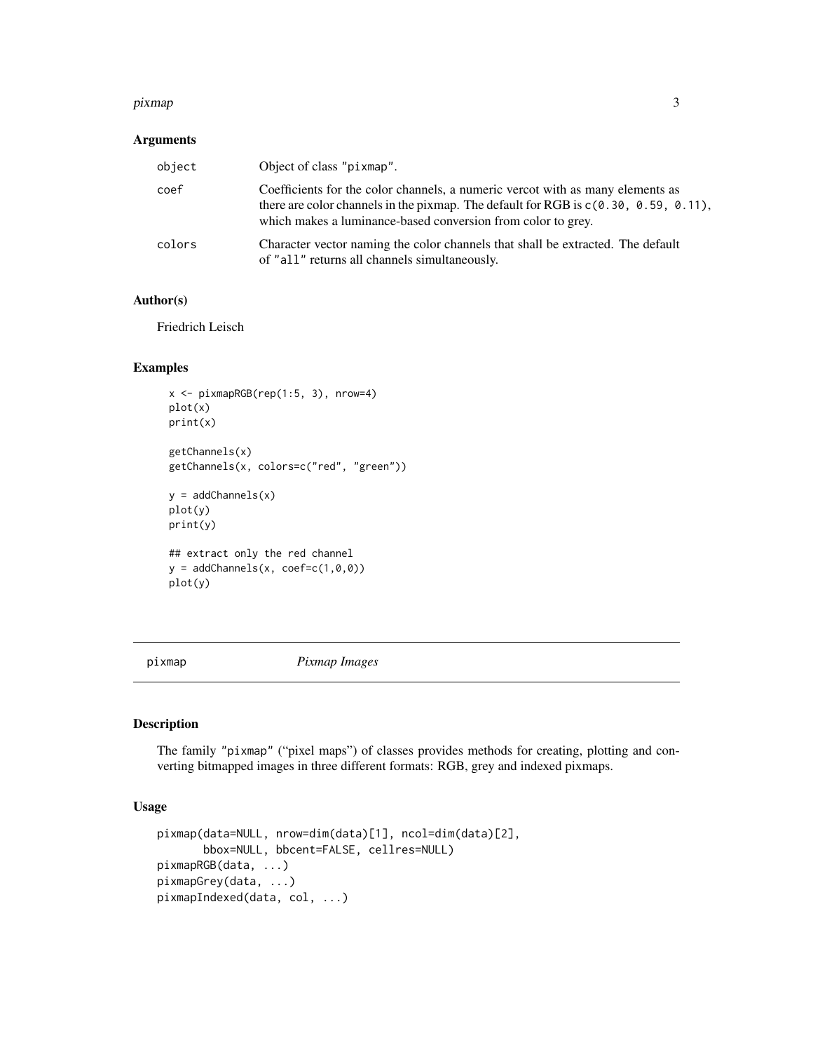## Arguments

| | |
|---|---|
| `object` | Object of class "pixmap". |
| `coef` | Coefficients for the color channels, a numeric vercot with as many elements as there are color channels in the pixmap. The default for RGB is `c(0.30, 0.59, 0.11)`, which makes a luminance-based conversion from color to grey. |
| `colors` | Character vector naming the color channels that shall be extracted. The default of "all" returns all channels simultaneously. |

## Author(s)

Friedrich Leisch

## Examples

```
x <- pixmapRGB(rep(1:5, 3), nrow=4)
plot(x)
print(x)

getChannels(x)
getChannels(x, colors=c("red", "green"))

y = addChannels(x)
plot(y)
print(y)

## extract only the red channel
y = addChannels(x, coef=c(1,0,0))
plot(y)
```

---

`pixmap` *Pixmap Images*

---

## Description

The family "pixmap" ("pixel maps") of classes provides methods for creating, plotting and converting bitmapped images in three different formats: RGB, grey and indexed pixmaps.

## Usage

```
pixmap(data=NULL, nrow=dim(data)[1], ncol=dim(data)[2],
       bbox=NULL, bbcent=FALSE, cellres=NULL)
pixmapRGB(data, ...)
pixmapGrey(data, ...)
pixmapIndexed(data, col, ...)
```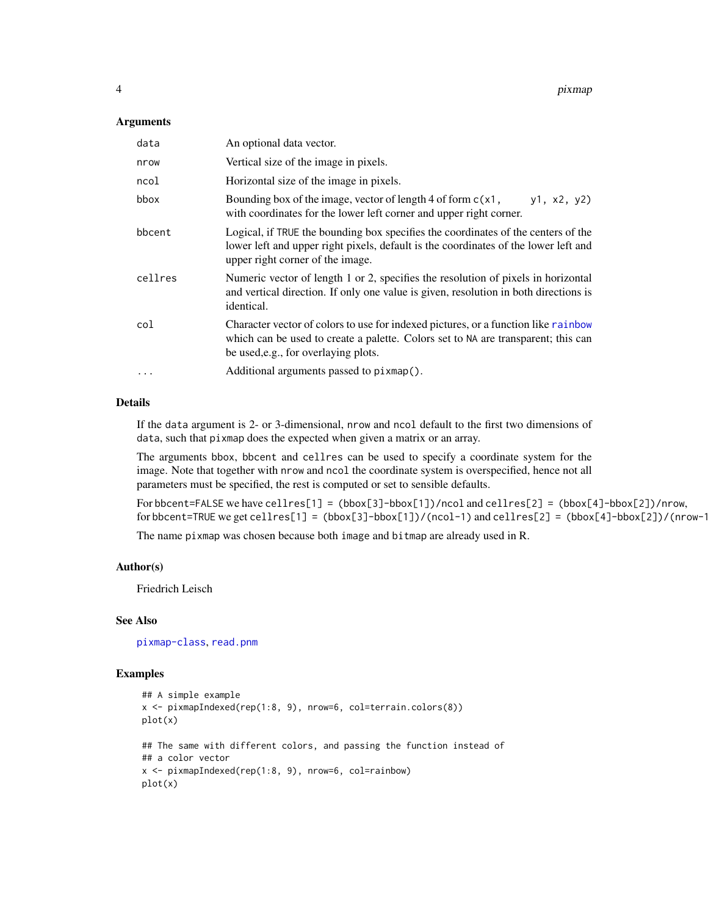### Arguments

| | |
|---|---|
| `data` | An optional data vector. |
| `nrow` | Vertical size of the image in pixels. |
| `ncol` | Horizontal size of the image in pixels. |
| `bbox` | Bounding box of the image, vector of length 4 of form `c(x1, y1, x2, y2)` with coordinates for the lower left corner and upper right corner. |
| `bbcent` | Logical, if `TRUE` the bounding box specifies the coordinates of the centers of the lower left and upper right pixels, default is the coordinates of the lower left and upper right corner of the image. |
| `cellres` | Numeric vector of length 1 or 2, specifies the resolution of pixels in horizontal and vertical direction. If only one value is given, resolution in both directions is identical. |
| `col` | Character vector of colors to use for indexed pictures, or a function like `rainbow` which can be used to create a palette. Colors set to `NA` are transparent; this can be used,e.g., for overlaying plots. |
| `...` | Additional arguments passed to `pixmap()`. |

### Details

If the `data` argument is 2- or 3-dimensional, `nrow` and `ncol` default to the first two dimensions of `data`, such that `pixmap` does the expected when given a matrix or an array.

The arguments `bbox`, `bbcent` and `cellres` can be used to specify a coordinate system for the image. Note that together with `nrow` and `ncol` the coordinate system is overspecified, hence not all parameters must be specified, the rest is computed or set to sensible defaults.

For `bbcent=FALSE` we have `cellres[1] = (bbox[3]-bbox[1])/ncol` and `cellres[2] = (bbox[4]-bbox[2])/nrow`, for `bbcent=TRUE` we get `cellres[1] = (bbox[3]-bbox[1])/(ncol-1)` and `cellres[2] = (bbox[4]-bbox[2])/(nrow-1`

The name `pixmap` was chosen because both `image` and `bitmap` are already used in R.

### Author(s)

Friedrich Leisch

### See Also

`pixmap-class`, `read.pnm`

### Examples

```
## A simple example
x <- pixmapIndexed(rep(1:8, 9), nrow=6, col=terrain.colors(8))
plot(x)

## The same with different colors, and passing the function instead of
## a color vector
x <- pixmapIndexed(rep(1:8, 9), nrow=6, col=rainbow)
plot(x)
```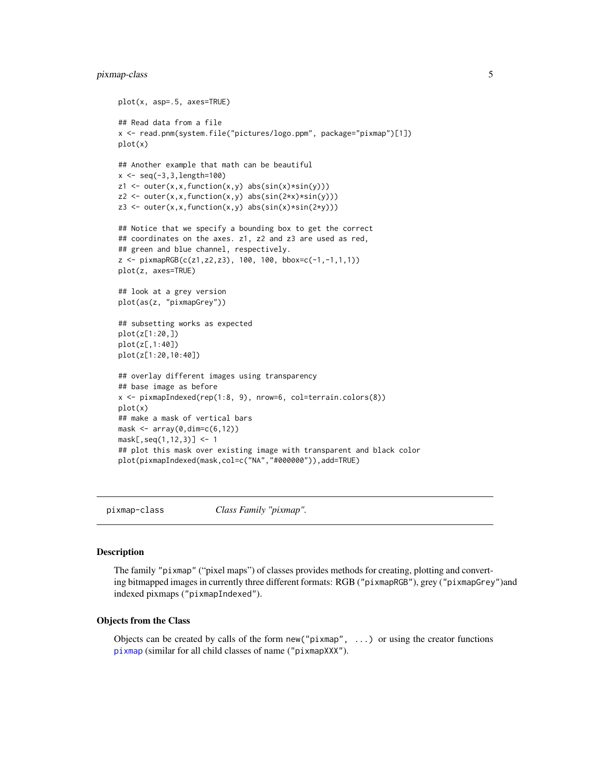```
plot(x, asp=.5, axes=TRUE)

## Read data from a file
x <- read.pnm(system.file("pictures/logo.ppm", package="pixmap")[1])
plot(x)

## Another example that math can be beautiful
x <- seq(-3,3,length=100)
z1 <- outer(x,x,function(x,y) abs(sin(x)*sin(y)))
z2 <- outer(x,x,function(x,y) abs(sin(2*x)*sin(y)))
z3 <- outer(x,x,function(x,y) abs(sin(x)*sin(2*y)))

## Notice that we specify a bounding box to get the correct
## coordinates on the axes. z1, z2 and z3 are used as red,
## green and blue channel, respectively.
z <- pixmapRGB(c(z1,z2,z3), 100, 100, bbox=c(-1,-1,1,1))
plot(z, axes=TRUE)

## look at a grey version
plot(as(z, "pixmapGrey"))

## subsetting works as expected
plot(z[1:20,])
plot(z[,1:40])
plot(z[1:20,10:40])

## overlay different images using transparency
## base image as before
x <- pixmapIndexed(rep(1:8, 9), nrow=6, col=terrain.colors(8))
plot(x)
## make a mask of vertical bars
mask <- array(0,dim=c(6,12))
mask[,seq(1,12,3)] <- 1
## plot this mask over existing image with transparent and black color
plot(pixmapIndexed(mask,col=c("NA","#000000")),add=TRUE)
```

---

pixmap-class *Class Family "pixmap".*

---

### Description

The family "pixmap" ("pixel maps") of classes provides methods for creating, plotting and converting bitmapped images in currently three different formats: RGB ("pixmapRGB"), grey ("pixmapGrey")and indexed pixmaps ("pixmapIndexed").

### Objects from the Class

Objects can be created by calls of the form new("pixmap", ...) or using the creator functions pixmap (similar for all child classes of name ("pixmapXXX").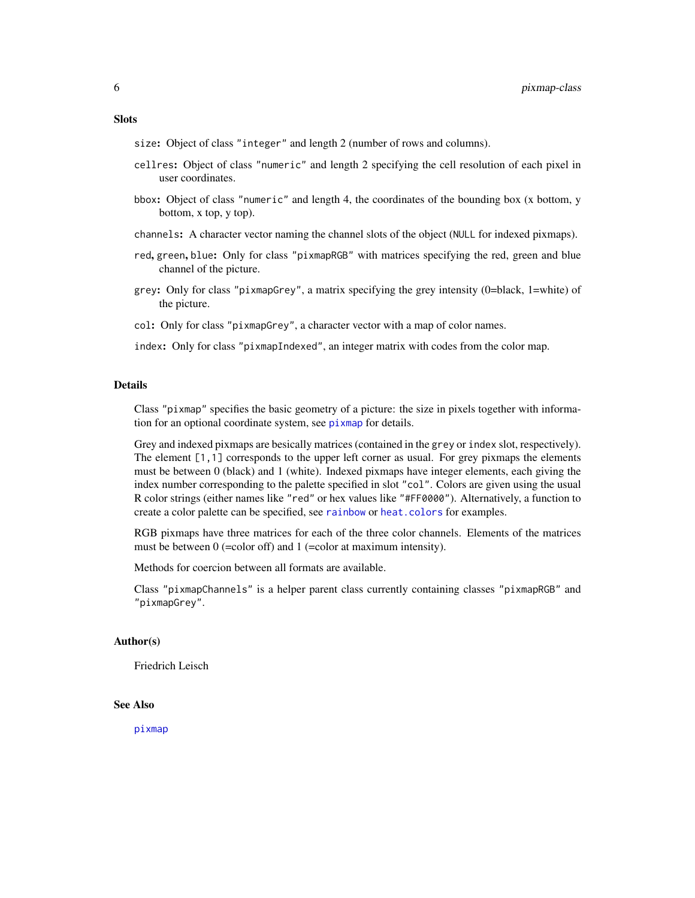### Slots

`size`: Object of class `"integer"` and length 2 (number of rows and columns).

`cellres`: Object of class `"numeric"` and length 2 specifying the cell resolution of each pixel in user coordinates.

`bbox`: Object of class `"numeric"` and length 4, the coordinates of the bounding box (x bottom, y bottom, x top, y top).

`channels`: A character vector naming the channel slots of the object (`NULL` for indexed pixmaps).

`red`, `green`, `blue`: Only for class `"pixmapRGB"` with matrices specifying the red, green and blue channel of the picture.

`grey`: Only for class `"pixmapGrey"`, a matrix specifying the grey intensity (0=black, 1=white) of the picture.

`col`: Only for class `"pixmapGrey"`, a character vector with a map of color names.

`index`: Only for class `"pixmapIndexed"`, an integer matrix with codes from the color map.

### Details

Class `"pixmap"` specifies the basic geometry of a picture: the size in pixels together with information for an optional coordinate system, see `pixmap` for details.

Grey and indexed pixmaps are besically matrices (contained in the `grey` or `index` slot, respectively). The element `[1,1]` corresponds to the upper left corner as usual. For grey pixmaps the elements must be between 0 (black) and 1 (white). Indexed pixmaps have integer elements, each giving the index number corresponding to the palette specified in slot `"col"`. Colors are given using the usual R color strings (either names like `"red"` or hex values like `"#FF0000"`). Alternatively, a function to create a color palette can be specified, see `rainbow` or `heat.colors` for examples.

RGB pixmaps have three matrices for each of the three color channels. Elements of the matrices must be between 0 (=color off) and 1 (=color at maximum intensity).

Methods for coercion between all formats are available.

Class `"pixmapChannels"` is a helper parent class currently containing classes `"pixmapRGB"` and `"pixmapGrey"`.

### Author(s)

Friedrich Leisch

### See Also

`pixmap`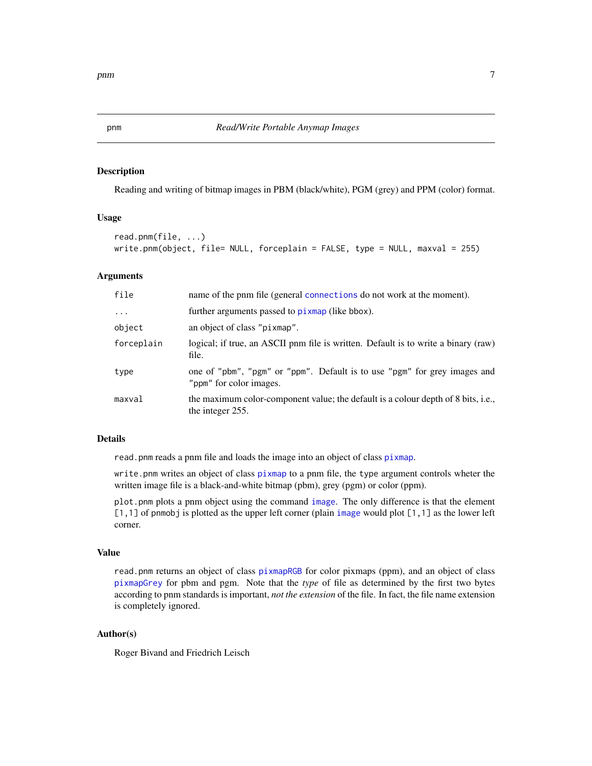pnm *Read/Write Portable Anymap Images*

## Description

Reading and writing of bitmap images in PBM (black/white), PGM (grey) and PPM (color) format.

## Usage

```
read.pnm(file, ...)
write.pnm(object, file= NULL, forceplain = FALSE, type = NULL, maxval = 255)
```

## Arguments

| | |
|---|---|
| file | name of the pnm file (general connections do not work at the moment). |
| ... | further arguments passed to pixmap (like bbox). |
| object | an object of class "pixmap". |
| forceplain | logical; if true, an ASCII pnm file is written. Default is to write a binary (raw) file. |
| type | one of "pbm", "pgm" or "ppm". Default is to use "pgm" for grey images and "ppm" for color images. |
| maxval | the maximum color-component value; the default is a colour depth of 8 bits, i.e., the integer 255. |

## Details

`read.pnm` reads a pnm file and loads the image into an object of class `pixmap`.

`write.pnm` writes an object of class `pixmap` to a pnm file, the `type` argument controls wheter the written image file is a black-and-white bitmap (pbm), grey (pgm) or color (ppm).

`plot.pnm` plots a pnm object using the command `image`. The only difference is that the element `[1,1]` of `pnmobj` is plotted as the upper left corner (plain `image` would plot `[1,1]` as the lower left corner.

## Value

`read.pnm` returns an object of class `pixmapRGB` for color pixmaps (ppm), and an object of class `pixmapGrey` for pbm and pgm. Note that the *type* of file as determined by the first two bytes according to pnm standards is important, *not the extension* of the file. In fact, the file name extension is completely ignored.

## Author(s)

Roger Bivand and Friedrich Leisch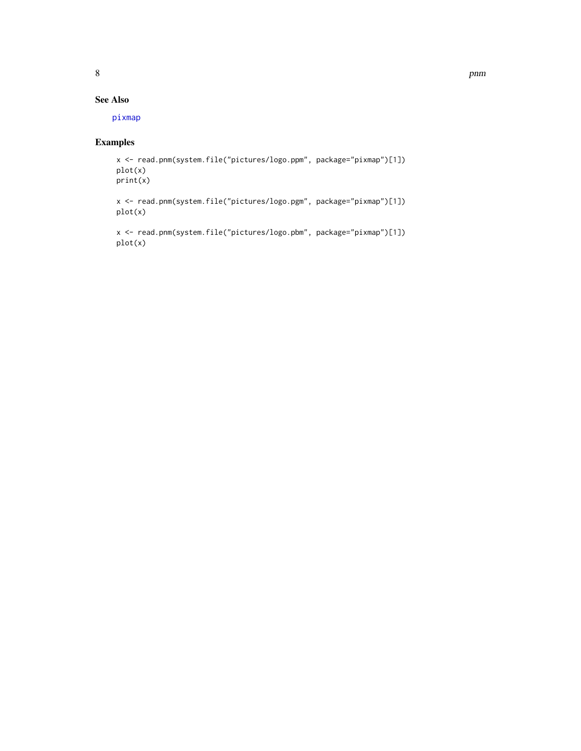## See Also

pixmap

## Examples

```
x <- read.pnm(system.file("pictures/logo.ppm", package="pixmap")[1])
plot(x)
print(x)

x <- read.pnm(system.file("pictures/logo.pgm", package="pixmap")[1])
plot(x)

x <- read.pnm(system.file("pictures/logo.pbm", package="pixmap")[1])
plot(x)
```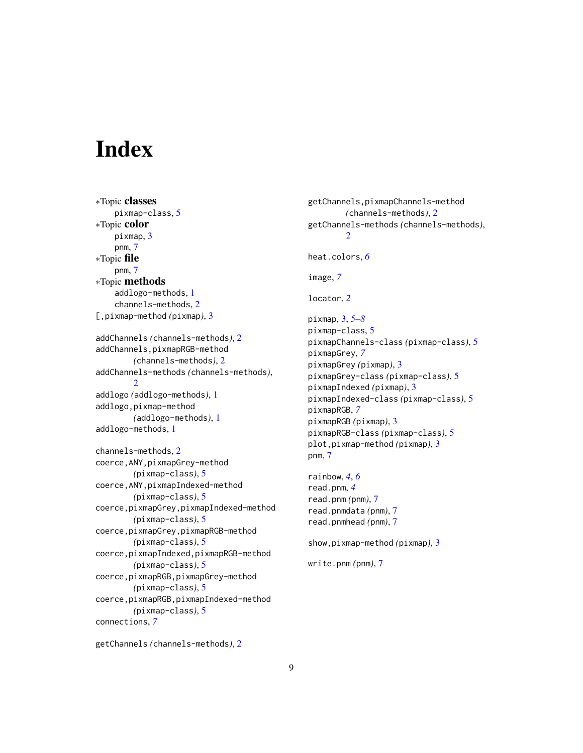# Index

∗Topic **classes**
  pixmap-class, 5
∗Topic **color**
  pixmap, 3
  pnm, 7
∗Topic **file**
  pnm, 7
∗Topic **methods**
  addlogo-methods, 1
  channels-methods, 2
[,pixmap-method *(*pixmap*)*, 3

addChannels *(*channels-methods*)*, 2
addChannels,pixmapRGB-method *(*channels-methods*)*, 2
addChannels-methods *(*channels-methods*)*, 2
addlogo *(*addlogo-methods*)*, 1
addlogo,pixmap-method *(*addlogo-methods*)*, 1
addlogo-methods, 1

channels-methods, 2
coerce,ANY,pixmapGrey-method *(*pixmap-class*)*, 5
coerce,ANY,pixmapIndexed-method *(*pixmap-class*)*, 5
coerce,pixmapGrey,pixmapIndexed-method *(*pixmap-class*)*, 5
coerce,pixmapGrey,pixmapRGB-method *(*pixmap-class*)*, 5
coerce,pixmapIndexed,pixmapRGB-method *(*pixmap-class*)*, 5
coerce,pixmapRGB,pixmapGrey-method *(*pixmap-class*)*, 5
coerce,pixmapRGB,pixmapIndexed-method *(*pixmap-class*)*, 5
connections, *7*

getChannels *(*channels-methods*)*, 2
getChannels,pixmapChannels-method *(*channels-methods*)*, 2
getChannels-methods *(*channels-methods*)*, 2

heat.colors, *6*

image, *7*

locator, *2*

pixmap, 3, *5–8*
pixmap-class, 5
pixmapChannels-class *(*pixmap-class*)*, 5
pixmapGrey, *7*
pixmapGrey *(*pixmap*)*, 3
pixmapGrey-class *(*pixmap-class*)*, 5
pixmapIndexed *(*pixmap*)*, 3
pixmapIndexed-class *(*pixmap-class*)*, 5
pixmapRGB, *7*
pixmapRGB *(*pixmap*)*, 3
pixmapRGB-class *(*pixmap-class*)*, 5
plot,pixmap-method *(*pixmap*)*, 3
pnm, 7

rainbow, *4*, *6*
read.pnm, *4*
read.pnm *(*pnm*)*, 7
read.pnmdata *(*pnm*)*, 7
read.pnmhead *(*pnm*)*, 7

show,pixmap-method *(*pixmap*)*, 3

write.pnm *(*pnm*)*, 7